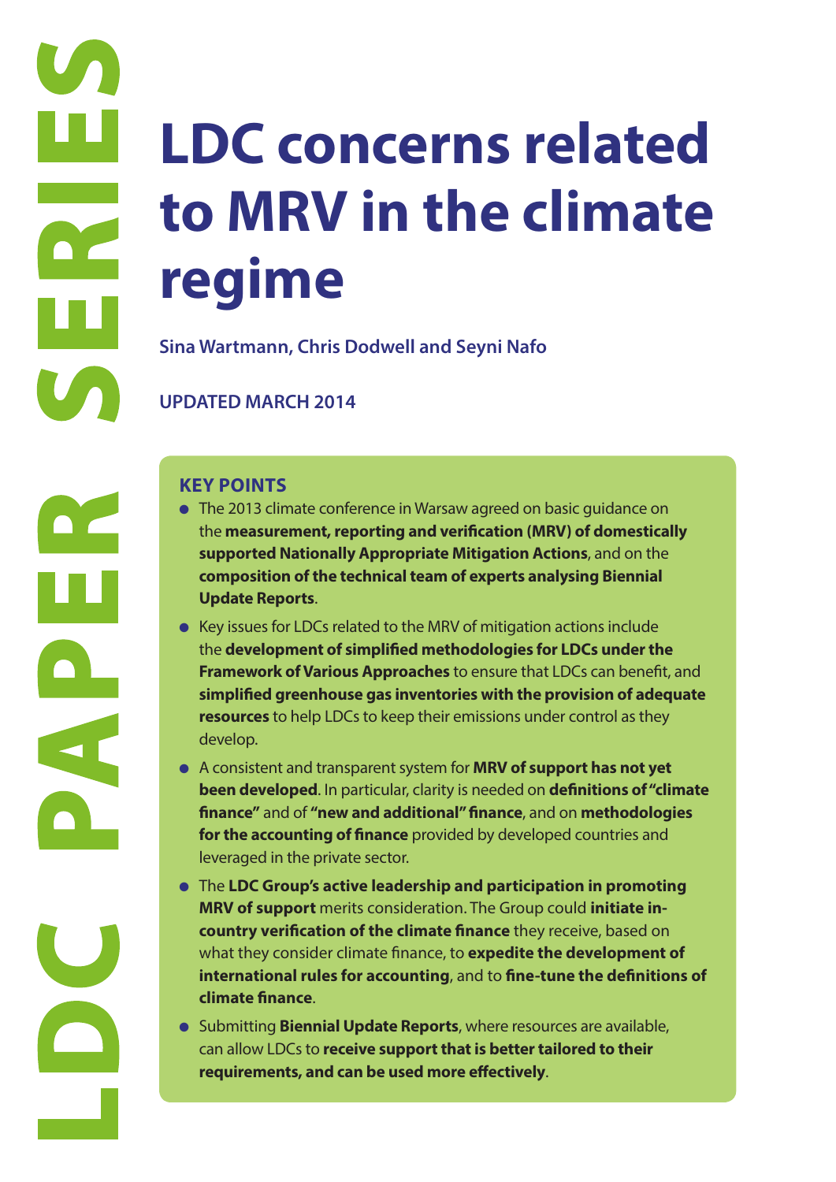LDC PAPER SERIES

# LDC concerns related to MRV in the climate regime

**Sina Wartmann, Chris Dodwell and Seyni Nafo**

**UPDATED MARCH 2014**

### KEY POINTS

- The 2013 climate conference in Warsaw agreed on basic guidance on the **measurement, reporting and verification (MRV) of domestically supported Nationally Appropriate Mitigation Actions**, and on the **composition of the technical team of experts analysing Biennial Update Reports**.
- Key issues for LDCs related to the MRV of mitigation actions include the **development of simplified methodologies for LDCs under the Framework of Various Approaches** to ensure that LDCs can benefit, and **simplified greenhouse gas inventories with the provision of adequate resources** to help LDCs to keep their emissions under control as they develop.
- A consistent and transparent system for **MRV of support has not yet been developed**. In particular, clarity is needed on **definitions of "climate finance"** and of **"new and additional" finance**, and on **methodologies for the accounting of finance** provided by developed countries and leveraged in the private sector.
- The **LDC Group's active leadership and participation in promoting MRV of support** merits consideration. The Group could **initiate in-country verification of the climate finance** they receive, based on what they consider climate finance, to **expedite the development of international rules for accounting**, and to **fine-tune the definitions of climate finance**.
- Submitting **Biennial Update Reports**, where resources are available, can allow LDCs to **receive support that is better tailored to their requirements, and can be used more effectively**.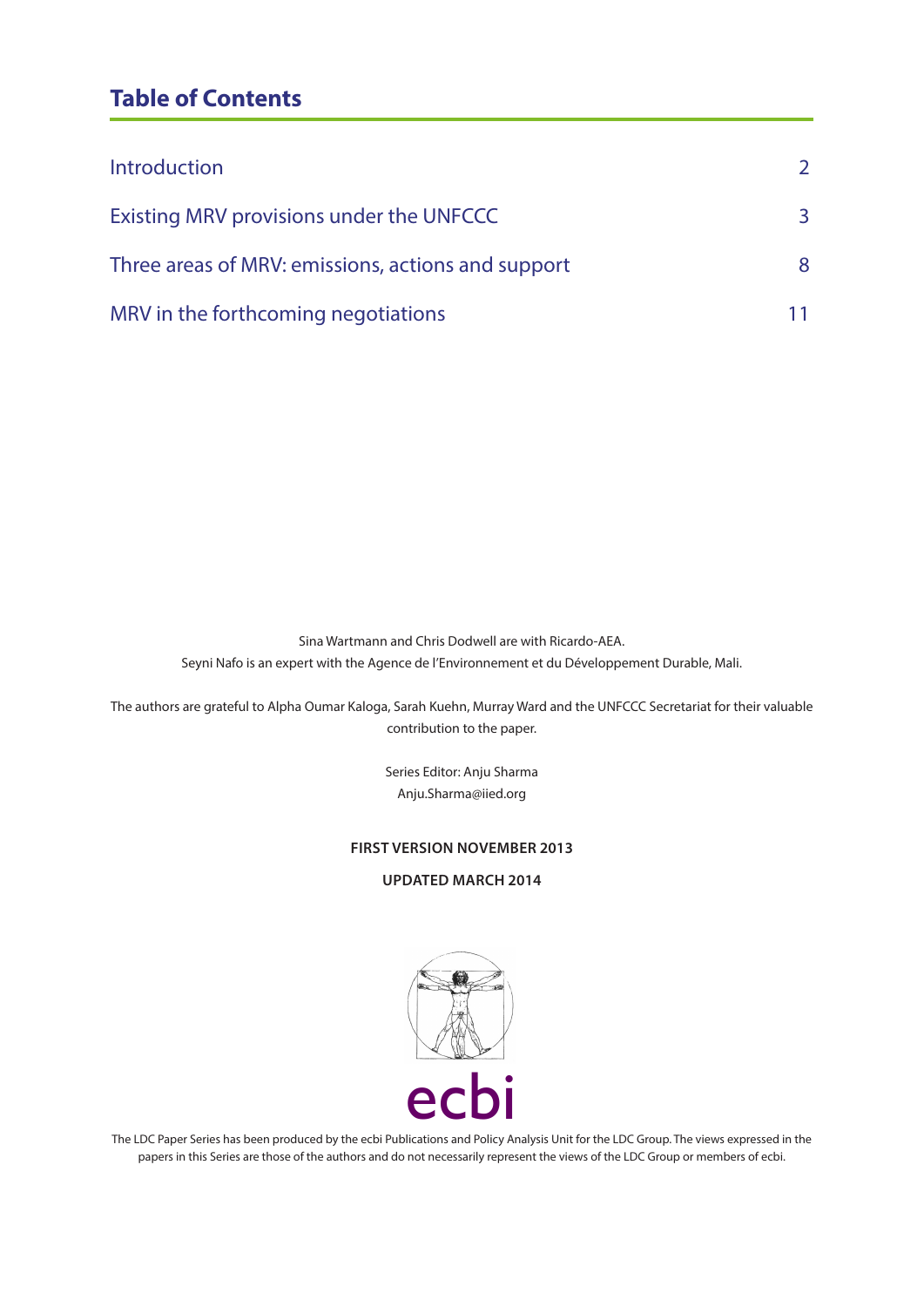## Table of Contents

| | |
|---|---|
| Introduction | 2 |
| Existing MRV provisions under the UNFCCC | 3 |
| Three areas of MRV: emissions, actions and support | 8 |
| MRV in the forthcoming negotiations | 11 |

Sina Wartmann and Chris Dodwell are with Ricardo-AEA.
Seyni Nafo is an expert with the Agence de l'Environnement et du Développement Durable, Mali.

The authors are grateful to Alpha Oumar Kaloga, Sarah Kuehn, Murray Ward and the UNFCCC Secretariat for their valuable contribution to the paper.

Series Editor: Anju Sharma
Anju.Sharma@iied.org

**FIRST VERSION NOVEMBER 2013**

**UPDATED MARCH 2014**

ecbi

The LDC Paper Series has been produced by the ecbi Publications and Policy Analysis Unit for the LDC Group. The views expressed in the papers in this Series are those of the authors and do not necessarily represent the views of the LDC Group or members of ecbi.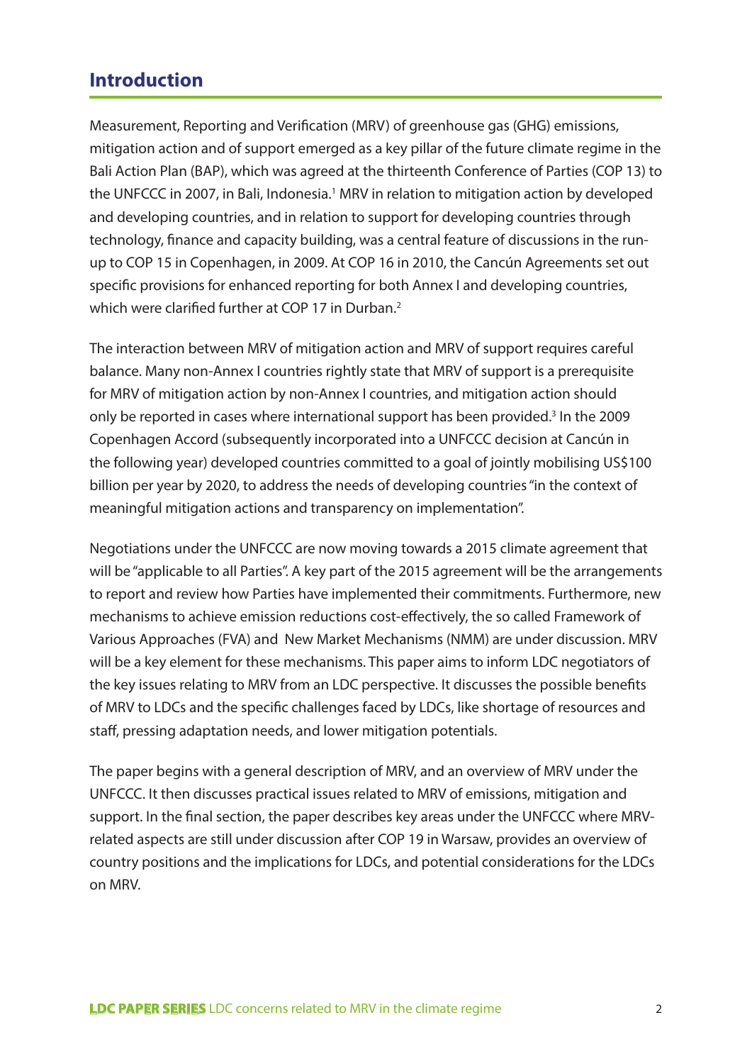## Introduction

Measurement, Reporting and Verification (MRV) of greenhouse gas (GHG) emissions, mitigation action and of support emerged as a key pillar of the future climate regime in the Bali Action Plan (BAP), which was agreed at the thirteenth Conference of Parties (COP 13) to the UNFCCC in 2007, in Bali, Indonesia.[1] MRV in relation to mitigation action by developed and developing countries, and in relation to support for developing countries through technology, finance and capacity building, was a central feature of discussions in the run-up to COP 15 in Copenhagen, in 2009. At COP 16 in 2010, the Cancún Agreements set out specific provisions for enhanced reporting for both Annex I and developing countries, which were clarified further at COP 17 in Durban.[2]

The interaction between MRV of mitigation action and MRV of support requires careful balance. Many non-Annex I countries rightly state that MRV of support is a prerequisite for MRV of mitigation action by non-Annex I countries, and mitigation action should only be reported in cases where international support has been provided.[3] In the 2009 Copenhagen Accord (subsequently incorporated into a UNFCCC decision at Cancún in the following year) developed countries committed to a goal of jointly mobilising US$100 billion per year by 2020, to address the needs of developing countries "in the context of meaningful mitigation actions and transparency on implementation".

Negotiations under the UNFCCC are now moving towards a 2015 climate agreement that will be "applicable to all Parties". A key part of the 2015 agreement will be the arrangements to report and review how Parties have implemented their commitments. Furthermore, new mechanisms to achieve emission reductions cost-effectively, the so called Framework of Various Approaches (FVA) and New Market Mechanisms (NMM) are under discussion. MRV will be a key element for these mechanisms. This paper aims to inform LDC negotiators of the key issues relating to MRV from an LDC perspective. It discusses the possible benefits of MRV to LDCs and the specific challenges faced by LDCs, like shortage of resources and staff, pressing adaptation needs, and lower mitigation potentials.

The paper begins with a general description of MRV, and an overview of MRV under the UNFCCC. It then discusses practical issues related to MRV of emissions, mitigation and support. In the final section, the paper describes key areas under the UNFCCC where MRV-related aspects are still under discussion after COP 19 in Warsaw, provides an overview of country positions and the implications for LDCs, and potential considerations for the LDCs on MRV.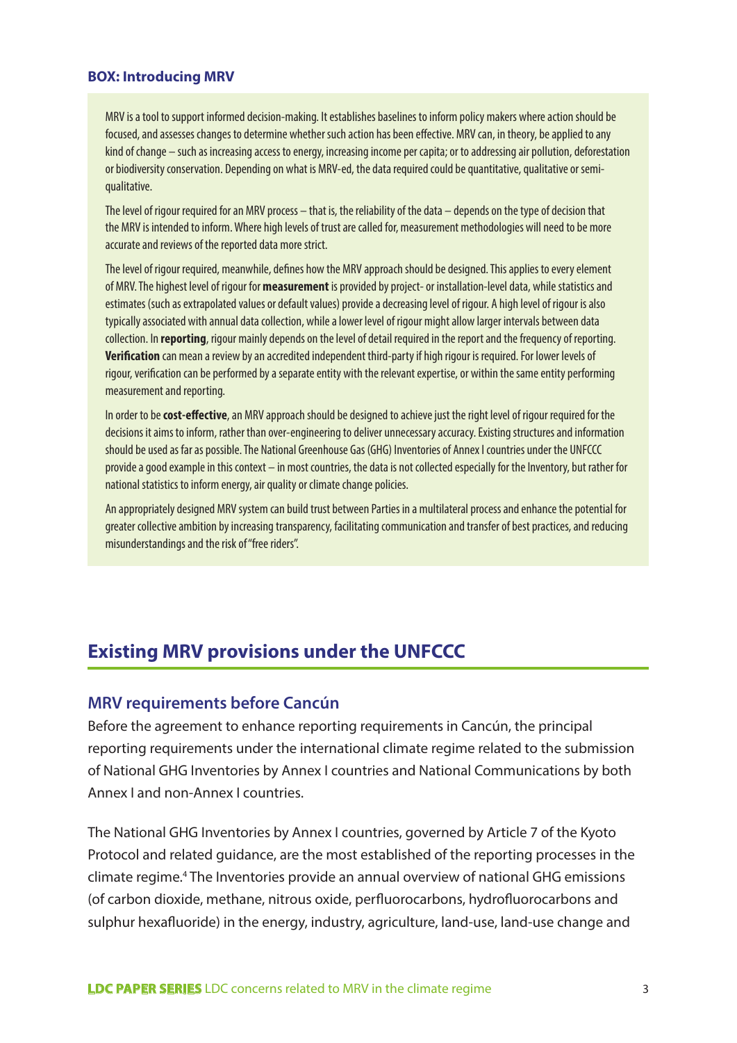**BOX: Introducing MRV**

MRV is a tool to support informed decision-making. It establishes baselines to inform policy makers where action should be focused, and assesses changes to determine whether such action has been effective. MRV can, in theory, be applied to any kind of change – such as increasing access to energy, increasing income per capita; or to addressing air pollution, deforestation or biodiversity conservation. Depending on what is MRV-ed, the data required could be quantitative, qualitative or semi-qualitative.

The level of rigour required for an MRV process – that is, the reliability of the data – depends on the type of decision that the MRV is intended to inform. Where high levels of trust are called for, measurement methodologies will need to be more accurate and reviews of the reported data more strict.

The level of rigour required, meanwhile, defines how the MRV approach should be designed. This applies to every element of MRV. The highest level of rigour for **measurement** is provided by project- or installation-level data, while statistics and estimates (such as extrapolated values or default values) provide a decreasing level of rigour. A high level of rigour is also typically associated with annual data collection, while a lower level of rigour might allow larger intervals between data collection. In **reporting**, rigour mainly depends on the level of detail required in the report and the frequency of reporting. **Verification** can mean a review by an accredited independent third-party if high rigour is required. For lower levels of rigour, verification can be performed by a separate entity with the relevant expertise, or within the same entity performing measurement and reporting.

In order to be **cost-effective**, an MRV approach should be designed to achieve just the right level of rigour required for the decisions it aims to inform, rather than over-engineering to deliver unnecessary accuracy. Existing structures and information should be used as far as possible. The National Greenhouse Gas (GHG) Inventories of Annex I countries under the UNFCCC provide a good example in this context – in most countries, the data is not collected especially for the Inventory, but rather for national statistics to inform energy, air quality or climate change policies.

An appropriately designed MRV system can build trust between Parties in a multilateral process and enhance the potential for greater collective ambition by increasing transparency, facilitating communication and transfer of best practices, and reducing misunderstandings and the risk of "free riders".

## Existing MRV provisions under the UNFCCC

### MRV requirements before Cancún

Before the agreement to enhance reporting requirements in Cancún, the principal reporting requirements under the international climate regime related to the submission of National GHG Inventories by Annex I countries and National Communications by both Annex I and non-Annex I countries.

The National GHG Inventories by Annex I countries, governed by Article 7 of the Kyoto Protocol and related guidance, are the most established of the reporting processes in the climate regime.[4] The Inventories provide an annual overview of national GHG emissions (of carbon dioxide, methane, nitrous oxide, perfluorocarbons, hydrofluorocarbons and sulphur hexafluoride) in the energy, industry, agriculture, land-use, land-use change and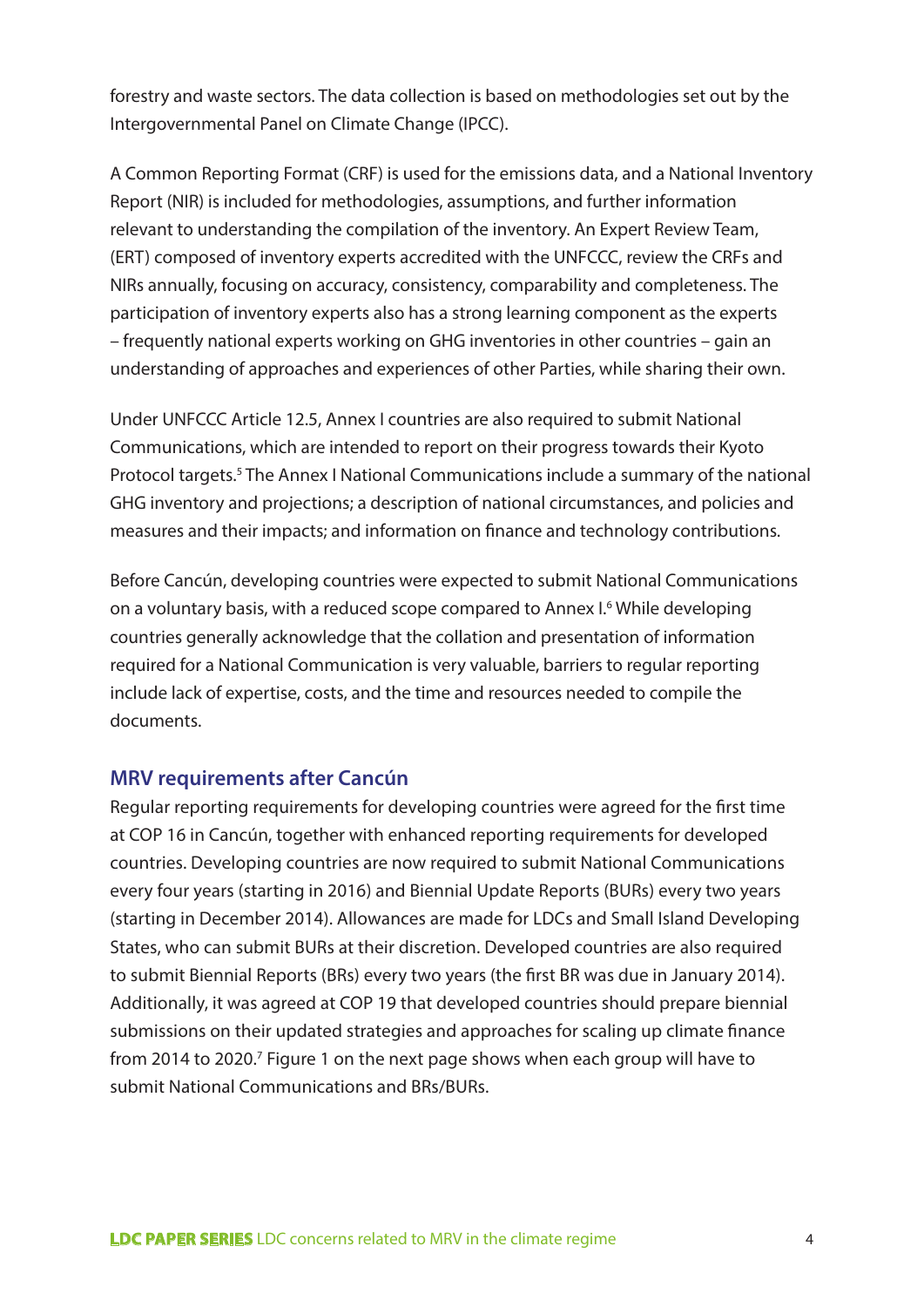forestry and waste sectors. The data collection is based on methodologies set out by the Intergovernmental Panel on Climate Change (IPCC).

A Common Reporting Format (CRF) is used for the emissions data, and a National Inventory Report (NIR) is included for methodologies, assumptions, and further information relevant to understanding the compilation of the inventory. An Expert Review Team, (ERT) composed of inventory experts accredited with the UNFCCC, review the CRFs and NIRs annually, focusing on accuracy, consistency, comparability and completeness. The participation of inventory experts also has a strong learning component as the experts – frequently national experts working on GHG inventories in other countries – gain an understanding of approaches and experiences of other Parties, while sharing their own.

Under UNFCCC Article 12.5, Annex I countries are also required to submit National Communications, which are intended to report on their progress towards their Kyoto Protocol targets.[5] The Annex I National Communications include a summary of the national GHG inventory and projections; a description of national circumstances, and policies and measures and their impacts; and information on finance and technology contributions.

Before Cancún, developing countries were expected to submit National Communications on a voluntary basis, with a reduced scope compared to Annex I.[6] While developing countries generally acknowledge that the collation and presentation of information required for a National Communication is very valuable, barriers to regular reporting include lack of expertise, costs, and the time and resources needed to compile the documents.

## MRV requirements after Cancún

Regular reporting requirements for developing countries were agreed for the first time at COP 16 in Cancún, together with enhanced reporting requirements for developed countries. Developing countries are now required to submit National Communications every four years (starting in 2016) and Biennial Update Reports (BURs) every two years (starting in December 2014). Allowances are made for LDCs and Small Island Developing States, who can submit BURs at their discretion. Developed countries are also required to submit Biennial Reports (BRs) every two years (the first BR was due in January 2014). Additionally, it was agreed at COP 19 that developed countries should prepare biennial submissions on their updated strategies and approaches for scaling up climate finance from 2014 to 2020.[7] Figure 1 on the next page shows when each group will have to submit National Communications and BRs/BURs.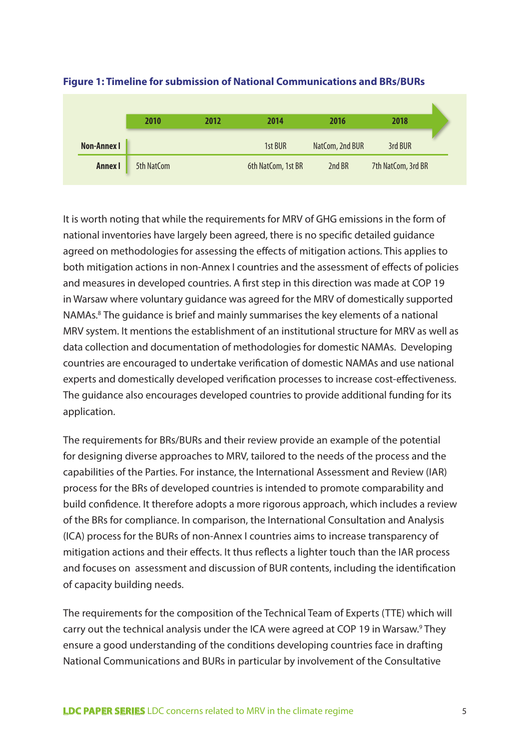**Figure 1: Timeline for submission of National Communications and BRs/BURs**

| | 2010 | 2012 | 2014 | 2016 | 2018 |
|---|---|---|---|---|---|
| **Non-Annex I** | | | 1st BUR | NatCom, 2nd BUR | 3rd BUR |
| **Annex I** | 5th NatCom | | 6th NatCom, 1st BR | 2nd BR | 7th NatCom, 3rd BR |

It is worth noting that while the requirements for MRV of GHG emissions in the form of national inventories have largely been agreed, there is no specific detailed guidance agreed on methodologies for assessing the effects of mitigation actions. This applies to both mitigation actions in non-Annex I countries and the assessment of effects of policies and measures in developed countries. A first step in this direction was made at COP 19 in Warsaw where voluntary guidance was agreed for the MRV of domestically supported NAMAs.[8] The guidance is brief and mainly summarises the key elements of a national MRV system. It mentions the establishment of an institutional structure for MRV as well as data collection and documentation of methodologies for domestic NAMAs. Developing countries are encouraged to undertake verification of domestic NAMAs and use national experts and domestically developed verification processes to increase cost-effectiveness. The guidance also encourages developed countries to provide additional funding for its application.

The requirements for BRs/BURs and their review provide an example of the potential for designing diverse approaches to MRV, tailored to the needs of the process and the capabilities of the Parties. For instance, the International Assessment and Review (IAR) process for the BRs of developed countries is intended to promote comparability and build confidence. It therefore adopts a more rigorous approach, which includes a review of the BRs for compliance. In comparison, the International Consultation and Analysis (ICA) process for the BURs of non-Annex I countries aims to increase transparency of mitigation actions and their effects. It thus reflects a lighter touch than the IAR process and focuses on assessment and discussion of BUR contents, including the identification of capacity building needs.

The requirements for the composition of the Technical Team of Experts (TTE) which will carry out the technical analysis under the ICA were agreed at COP 19 in Warsaw.[9] They ensure a good understanding of the conditions developing countries face in drafting National Communications and BURs in particular by involvement of the Consultative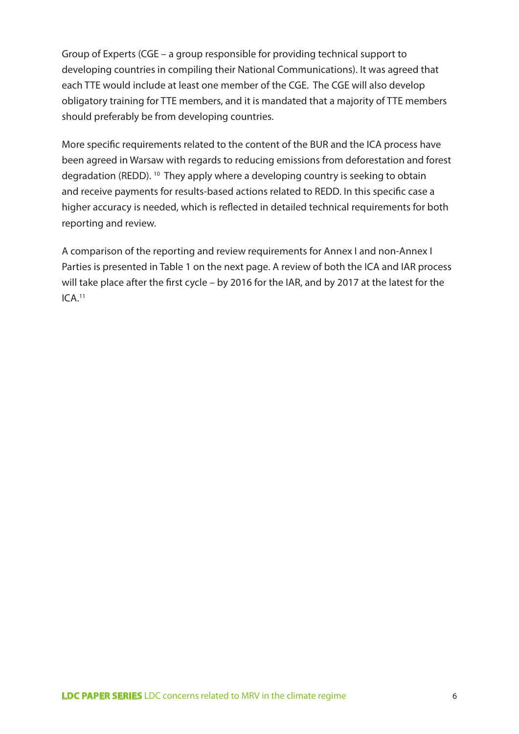Group of Experts (CGE – a group responsible for providing technical support to developing countries in compiling their National Communications). It was agreed that each TTE would include at least one member of the CGE. The CGE will also develop obligatory training for TTE members, and it is mandated that a majority of TTE members should preferably be from developing countries.

More specific requirements related to the content of the BUR and the ICA process have been agreed in Warsaw with regards to reducing emissions from deforestation and forest degradation (REDD). [10] They apply where a developing country is seeking to obtain and receive payments for results-based actions related to REDD. In this specific case a higher accuracy is needed, which is reflected in detailed technical requirements for both reporting and review.

A comparison of the reporting and review requirements for Annex I and non-Annex I Parties is presented in Table 1 on the next page. A review of both the ICA and IAR process will take place after the first cycle – by 2016 for the IAR, and by 2017 at the latest for the ICA.[11]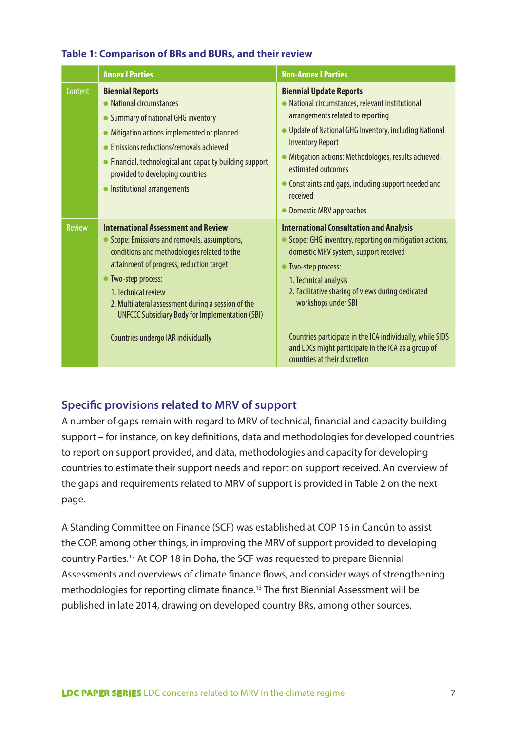**Table 1: Comparison of BRs and BURs, and their review**

| | Annex I Parties | Non-Annex I Parties |
|---|---|---|
| Content | **Biennial Reports**<br>• National circumstances<br>• Summary of national GHG inventory<br>• Mitigation actions implemented or planned<br>• Emissions reductions/removals achieved<br>• Financial, technological and capacity building support provided to developing countries<br>• Institutional arrangements | **Biennial Update Reports**<br>• National circumstances, relevant institutional arrangements related to reporting<br>• Update of National GHG Inventory, including National Inventory Report<br>• Mitigation actions: Methodologies, results achieved, estimated outcomes<br>• Constraints and gaps, including support needed and received<br>• Domestic MRV approaches |
| Review | **International Assessment and Review**<br>• Scope: Emissions and removals, assumptions, conditions and methodologies related to the attainment of progress, reduction target<br>• Two-step process:<br>1. Technical review<br>2. Multilateral assessment during a session of the UNFCCC Subsidiary Body for Implementation (SBI)<br><br>Countries undergo IAR individually | **International Consultation and Analysis**<br>• Scope: GHG inventory, reporting on mitigation actions, domestic MRV system, support received<br>• Two-step process:<br>1. Technical analysis<br>2. Facilitative sharing of views during dedicated workshops under SBI<br><br>Countries participate in the ICA individually, while SIDS and LDCs might participate in the ICA as a group of countries at their discretion |

## Specific provisions related to MRV of support

A number of gaps remain with regard to MRV of technical, financial and capacity building support – for instance, on key definitions, data and methodologies for developed countries to report on support provided, and data, methodologies and capacity for developing countries to estimate their support needs and report on support received. An overview of the gaps and requirements related to MRV of support is provided in Table 2 on the next page.

A Standing Committee on Finance (SCF) was established at COP 16 in Cancún to assist the COP, among other things, in improving the MRV of support provided to developing country Parties.[12] At COP 18 in Doha, the SCF was requested to prepare Biennial Assessments and overviews of climate finance flows, and consider ways of strengthening methodologies for reporting climate finance.[13] The first Biennial Assessment will be published in late 2014, drawing on developed country BRs, among other sources.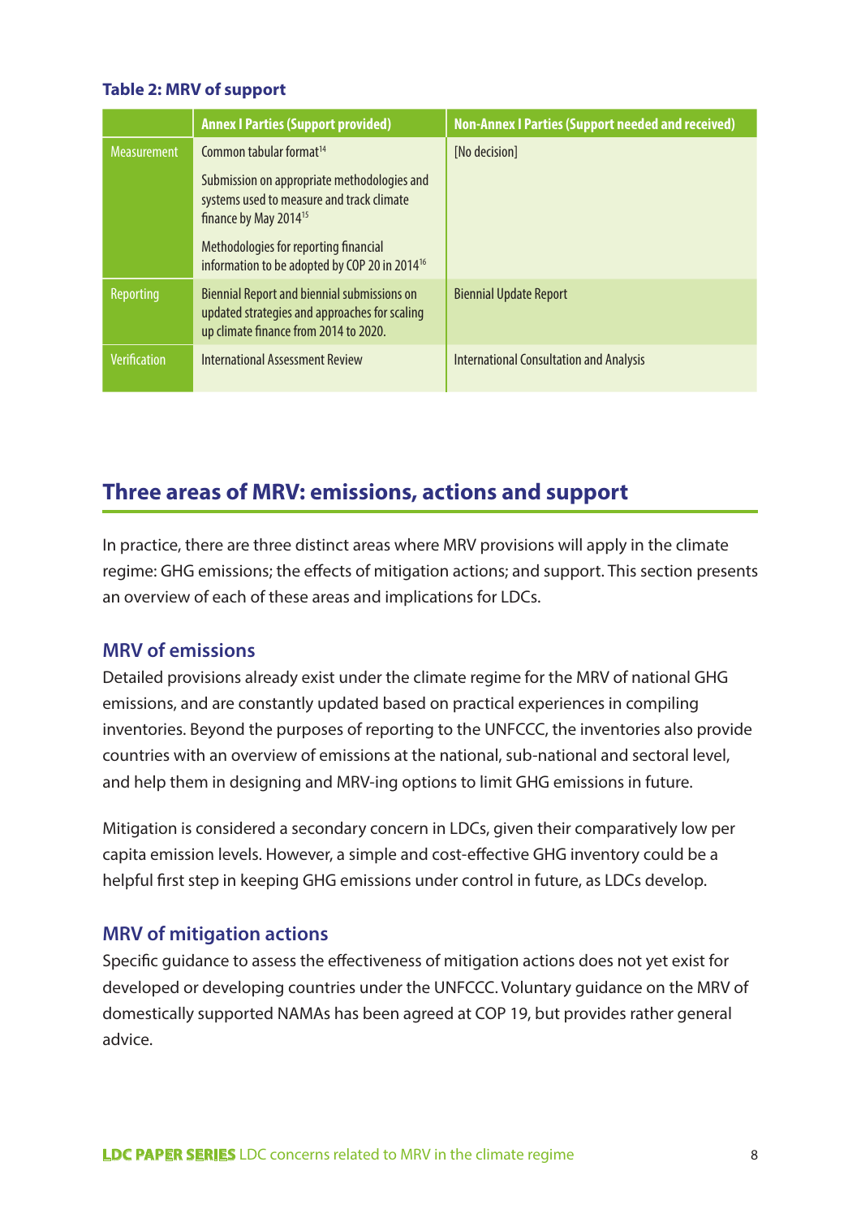**Table 2: MRV of support**

| | Annex I Parties (Support provided) | Non-Annex I Parties (Support needed and received) |
|---|---|---|
| Measurement | Common tabular format[14]<br><br>Submission on appropriate methodologies and systems used to measure and track climate finance by May 2014[15]<br><br>Methodologies for reporting financial information to be adopted by COP 20 in 2014[16] | [No decision] |
| Reporting | Biennial Report and biennial submissions on updated strategies and approaches for scaling up climate finance from 2014 to 2020. | Biennial Update Report |
| Verification | International Assessment Review | International Consultation and Analysis |

## Three areas of MRV: emissions, actions and support

In practice, there are three distinct areas where MRV provisions will apply in the climate regime: GHG emissions; the effects of mitigation actions; and support. This section presents an overview of each of these areas and implications for LDCs.

### MRV of emissions

Detailed provisions already exist under the climate regime for the MRV of national GHG emissions, and are constantly updated based on practical experiences in compiling inventories. Beyond the purposes of reporting to the UNFCCC, the inventories also provide countries with an overview of emissions at the national, sub-national and sectoral level, and help them in designing and MRV-ing options to limit GHG emissions in future.

Mitigation is considered a secondary concern in LDCs, given their comparatively low per capita emission levels. However, a simple and cost-effective GHG inventory could be a helpful first step in keeping GHG emissions under control in future, as LDCs develop.

### MRV of mitigation actions

Specific guidance to assess the effectiveness of mitigation actions does not yet exist for developed or developing countries under the UNFCCC. Voluntary guidance on the MRV of domestically supported NAMAs has been agreed at COP 19, but provides rather general advice.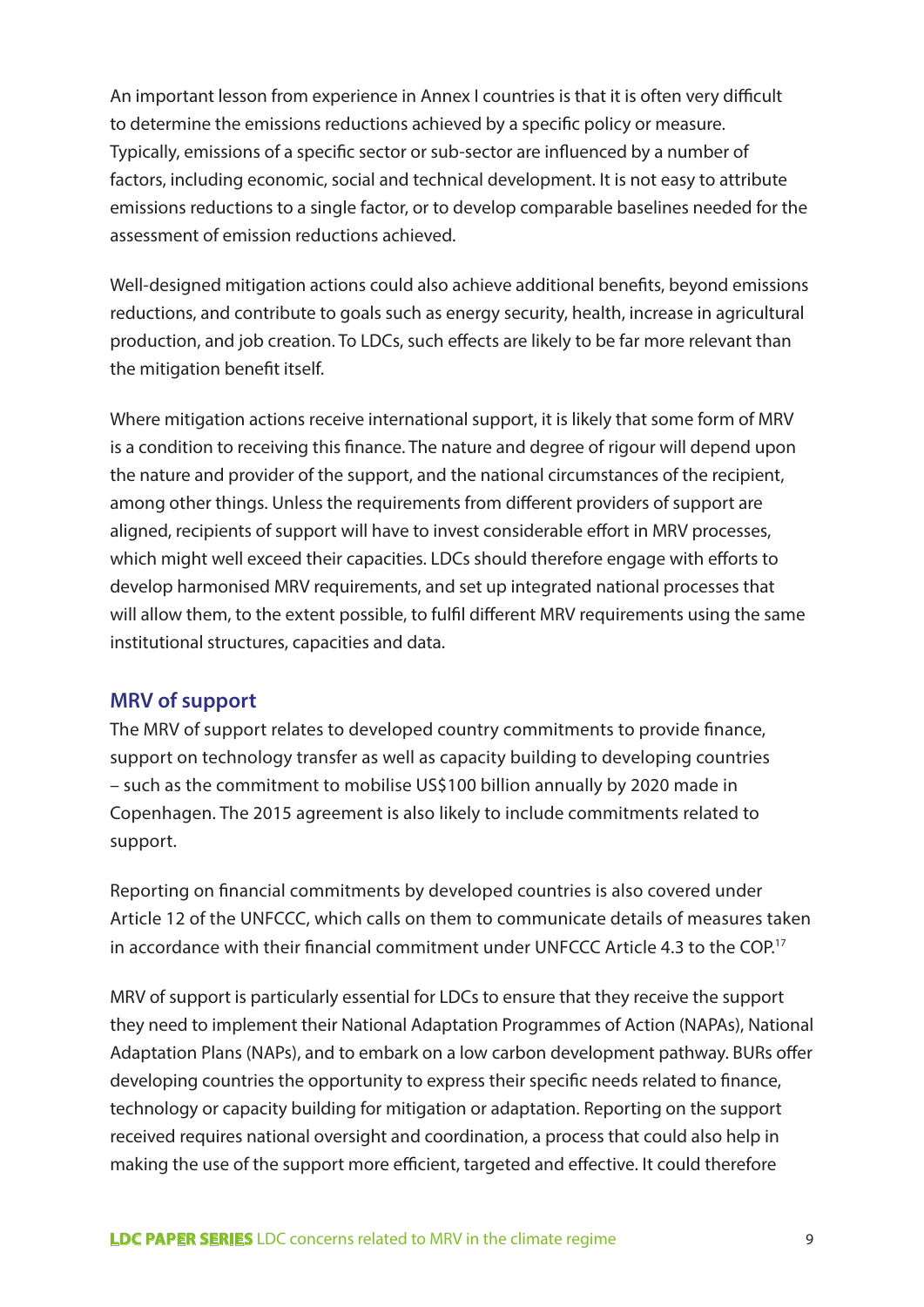An important lesson from experience in Annex I countries is that it is often very difficult to determine the emissions reductions achieved by a specific policy or measure. Typically, emissions of a specific sector or sub-sector are influenced by a number of factors, including economic, social and technical development. It is not easy to attribute emissions reductions to a single factor, or to develop comparable baselines needed for the assessment of emission reductions achieved.

Well-designed mitigation actions could also achieve additional benefits, beyond emissions reductions, and contribute to goals such as energy security, health, increase in agricultural production, and job creation. To LDCs, such effects are likely to be far more relevant than the mitigation benefit itself.

Where mitigation actions receive international support, it is likely that some form of MRV is a condition to receiving this finance. The nature and degree of rigour will depend upon the nature and provider of the support, and the national circumstances of the recipient, among other things. Unless the requirements from different providers of support are aligned, recipients of support will have to invest considerable effort in MRV processes, which might well exceed their capacities. LDCs should therefore engage with efforts to develop harmonised MRV requirements, and set up integrated national processes that will allow them, to the extent possible, to fulfil different MRV requirements using the same institutional structures, capacities and data.

## MRV of support

The MRV of support relates to developed country commitments to provide finance, support on technology transfer as well as capacity building to developing countries – such as the commitment to mobilise US$100 billion annually by 2020 made in Copenhagen. The 2015 agreement is also likely to include commitments related to support.

Reporting on financial commitments by developed countries is also covered under Article 12 of the UNFCCC, which calls on them to communicate details of measures taken in accordance with their financial commitment under UNFCCC Article 4.3 to the COP.[17]

MRV of support is particularly essential for LDCs to ensure that they receive the support they need to implement their National Adaptation Programmes of Action (NAPAs), National Adaptation Plans (NAPs), and to embark on a low carbon development pathway. BURs offer developing countries the opportunity to express their specific needs related to finance, technology or capacity building for mitigation or adaptation. Reporting on the support received requires national oversight and coordination, a process that could also help in making the use of the support more efficient, targeted and effective. It could therefore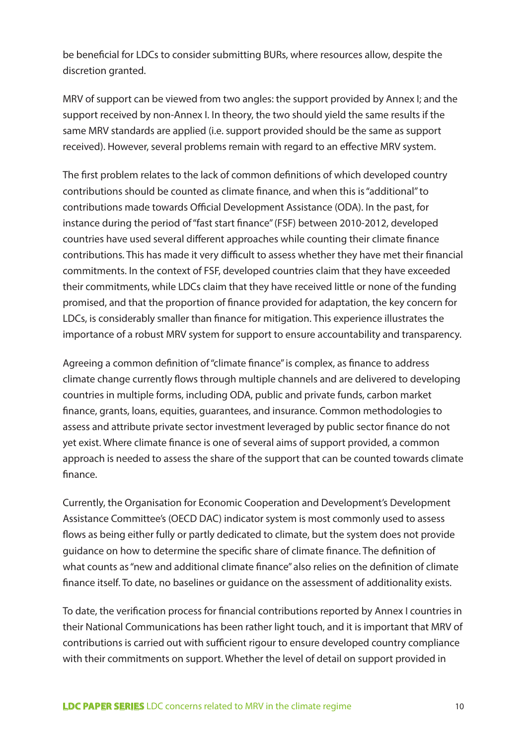be beneficial for LDCs to consider submitting BURs, where resources allow, despite the discretion granted.

MRV of support can be viewed from two angles: the support provided by Annex I; and the support received by non-Annex I. In theory, the two should yield the same results if the same MRV standards are applied (i.e. support provided should be the same as support received). However, several problems remain with regard to an effective MRV system.

The first problem relates to the lack of common definitions of which developed country contributions should be counted as climate finance, and when this is "additional" to contributions made towards Official Development Assistance (ODA). In the past, for instance during the period of "fast start finance" (FSF) between 2010-2012, developed countries have used several different approaches while counting their climate finance contributions. This has made it very difficult to assess whether they have met their financial commitments. In the context of FSF, developed countries claim that they have exceeded their commitments, while LDCs claim that they have received little or none of the funding promised, and that the proportion of finance provided for adaptation, the key concern for LDCs, is considerably smaller than finance for mitigation. This experience illustrates the importance of a robust MRV system for support to ensure accountability and transparency.

Agreeing a common definition of "climate finance" is complex, as finance to address climate change currently flows through multiple channels and are delivered to developing countries in multiple forms, including ODA, public and private funds, carbon market finance, grants, loans, equities, guarantees, and insurance. Common methodologies to assess and attribute private sector investment leveraged by public sector finance do not yet exist. Where climate finance is one of several aims of support provided, a common approach is needed to assess the share of the support that can be counted towards climate finance.

Currently, the Organisation for Economic Cooperation and Development's Development Assistance Committee's (OECD DAC) indicator system is most commonly used to assess flows as being either fully or partly dedicated to climate, but the system does not provide guidance on how to determine the specific share of climate finance. The definition of what counts as "new and additional climate finance" also relies on the definition of climate finance itself. To date, no baselines or guidance on the assessment of additionality exists.

To date, the verification process for financial contributions reported by Annex I countries in their National Communications has been rather light touch, and it is important that MRV of contributions is carried out with sufficient rigour to ensure developed country compliance with their commitments on support. Whether the level of detail on support provided in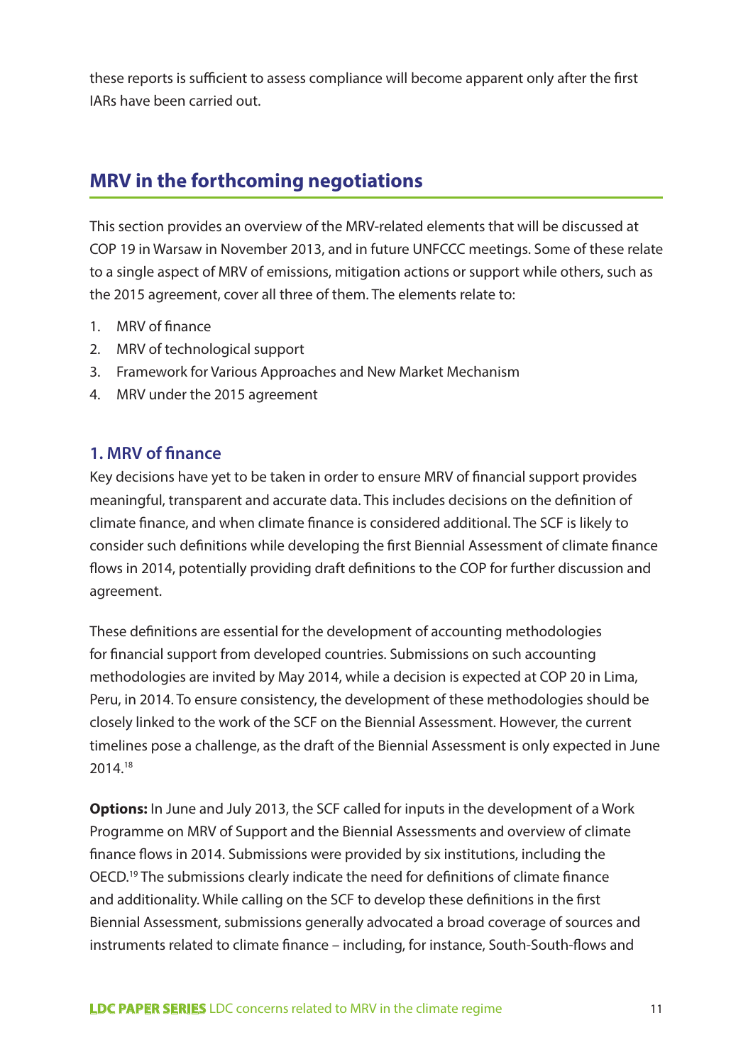these reports is sufficient to assess compliance will become apparent only after the first IARs have been carried out.

## MRV in the forthcoming negotiations

This section provides an overview of the MRV-related elements that will be discussed at COP 19 in Warsaw in November 2013, and in future UNFCCC meetings. Some of these relate to a single aspect of MRV of emissions, mitigation actions or support while others, such as the 2015 agreement, cover all three of them. The elements relate to:

1. MRV of finance
2. MRV of technological support
3. Framework for Various Approaches and New Market Mechanism
4. MRV under the 2015 agreement

### 1. MRV of finance

Key decisions have yet to be taken in order to ensure MRV of financial support provides meaningful, transparent and accurate data. This includes decisions on the definition of climate finance, and when climate finance is considered additional. The SCF is likely to consider such definitions while developing the first Biennial Assessment of climate finance flows in 2014, potentially providing draft definitions to the COP for further discussion and agreement.

These definitions are essential for the development of accounting methodologies for financial support from developed countries. Submissions on such accounting methodologies are invited by May 2014, while a decision is expected at COP 20 in Lima, Peru, in 2014. To ensure consistency, the development of these methodologies should be closely linked to the work of the SCF on the Biennial Assessment. However, the current timelines pose a challenge, as the draft of the Biennial Assessment is only expected in June 2014.[18]

**Options:** In June and July 2013, the SCF called for inputs in the development of a Work Programme on MRV of Support and the Biennial Assessments and overview of climate finance flows in 2014. Submissions were provided by six institutions, including the OECD.[19] The submissions clearly indicate the need for definitions of climate finance and additionality. While calling on the SCF to develop these definitions in the first Biennial Assessment, submissions generally advocated a broad coverage of sources and instruments related to climate finance – including, for instance, South-South-flows and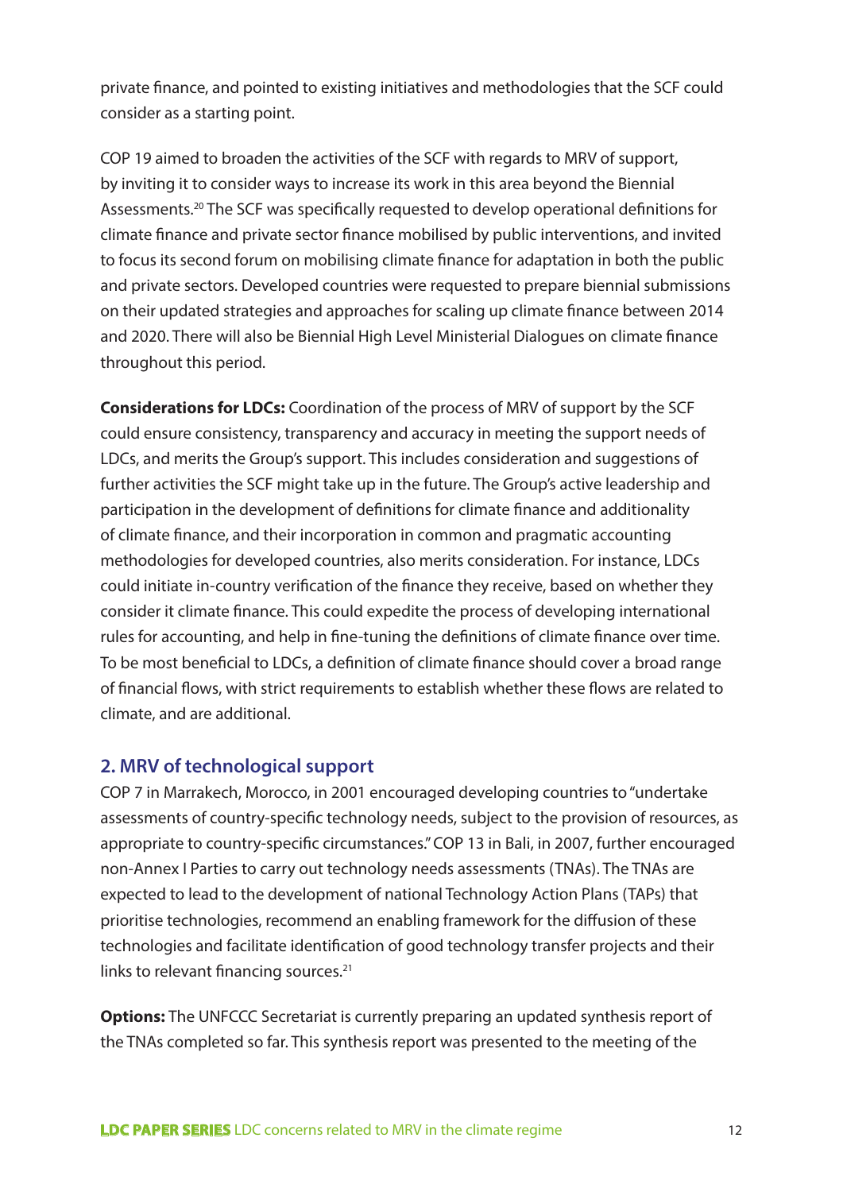private finance, and pointed to existing initiatives and methodologies that the SCF could consider as a starting point.

COP 19 aimed to broaden the activities of the SCF with regards to MRV of support, by inviting it to consider ways to increase its work in this area beyond the Biennial Assessments.[20] The SCF was specifically requested to develop operational definitions for climate finance and private sector finance mobilised by public interventions, and invited to focus its second forum on mobilising climate finance for adaptation in both the public and private sectors. Developed countries were requested to prepare biennial submissions on their updated strategies and approaches for scaling up climate finance between 2014 and 2020. There will also be Biennial High Level Ministerial Dialogues on climate finance throughout this period.

**Considerations for LDCs:** Coordination of the process of MRV of support by the SCF could ensure consistency, transparency and accuracy in meeting the support needs of LDCs, and merits the Group's support. This includes consideration and suggestions of further activities the SCF might take up in the future. The Group's active leadership and participation in the development of definitions for climate finance and additionality of climate finance, and their incorporation in common and pragmatic accounting methodologies for developed countries, also merits consideration. For instance, LDCs could initiate in-country verification of the finance they receive, based on whether they consider it climate finance. This could expedite the process of developing international rules for accounting, and help in fine-tuning the definitions of climate finance over time. To be most beneficial to LDCs, a definition of climate finance should cover a broad range of financial flows, with strict requirements to establish whether these flows are related to climate, and are additional.

## 2. MRV of technological support

COP 7 in Marrakech, Morocco, in 2001 encouraged developing countries to "undertake assessments of country-specific technology needs, subject to the provision of resources, as appropriate to country-specific circumstances." COP 13 in Bali, in 2007, further encouraged non-Annex I Parties to carry out technology needs assessments (TNAs). The TNAs are expected to lead to the development of national Technology Action Plans (TAPs) that prioritise technologies, recommend an enabling framework for the diffusion of these technologies and facilitate identification of good technology transfer projects and their links to relevant financing sources.[21]

**Options:** The UNFCCC Secretariat is currently preparing an updated synthesis report of the TNAs completed so far. This synthesis report was presented to the meeting of the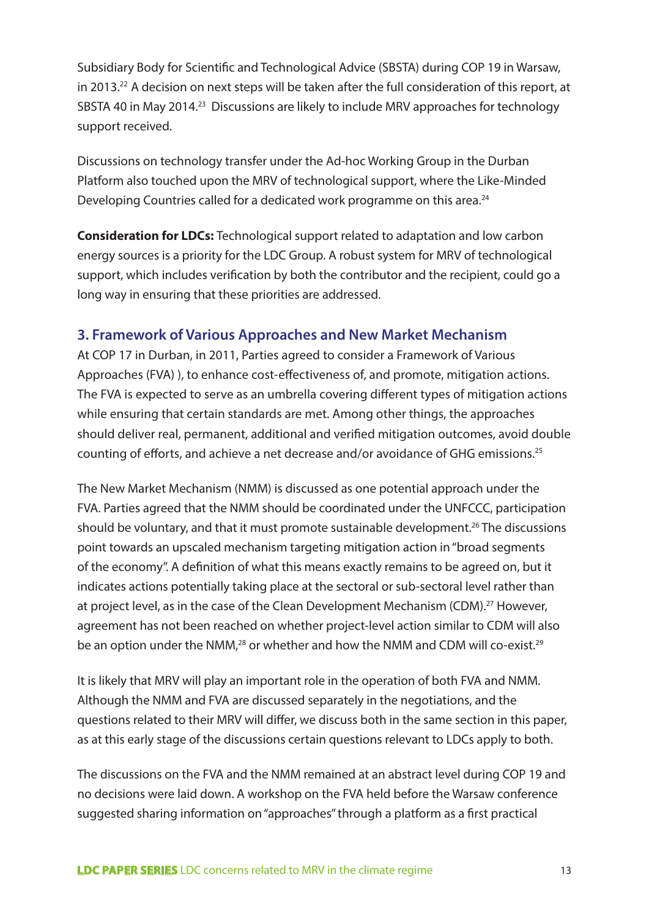Subsidiary Body for Scientific and Technological Advice (SBSTA) during COP 19 in Warsaw, in 2013.[22] A decision on next steps will be taken after the full consideration of this report, at SBSTA 40 in May 2014.[23] Discussions are likely to include MRV approaches for technology support received.

Discussions on technology transfer under the Ad-hoc Working Group in the Durban Platform also touched upon the MRV of technological support, where the Like-Minded Developing Countries called for a dedicated work programme on this area.[24]

**Consideration for LDCs:** Technological support related to adaptation and low carbon energy sources is a priority for the LDC Group. A robust system for MRV of technological support, which includes verification by both the contributor and the recipient, could go a long way in ensuring that these priorities are addressed.

## 3. Framework of Various Approaches and New Market Mechanism

At COP 17 in Durban, in 2011, Parties agreed to consider a Framework of Various Approaches (FVA) ), to enhance cost-effectiveness of, and promote, mitigation actions. The FVA is expected to serve as an umbrella covering different types of mitigation actions while ensuring that certain standards are met. Among other things, the approaches should deliver real, permanent, additional and verified mitigation outcomes, avoid double counting of efforts, and achieve a net decrease and/or avoidance of GHG emissions.[25]

The New Market Mechanism (NMM) is discussed as one potential approach under the FVA. Parties agreed that the NMM should be coordinated under the UNFCCC, participation should be voluntary, and that it must promote sustainable development.[26] The discussions point towards an upscaled mechanism targeting mitigation action in "broad segments of the economy". A definition of what this means exactly remains to be agreed on, but it indicates actions potentially taking place at the sectoral or sub-sectoral level rather than at project level, as in the case of the Clean Development Mechanism (CDM).[27] However, agreement has not been reached on whether project-level action similar to CDM will also be an option under the NMM,[28] or whether and how the NMM and CDM will co-exist.[29]

It is likely that MRV will play an important role in the operation of both FVA and NMM. Although the NMM and FVA are discussed separately in the negotiations, and the questions related to their MRV will differ, we discuss both in the same section in this paper, as at this early stage of the discussions certain questions relevant to LDCs apply to both.

The discussions on the FVA and the NMM remained at an abstract level during COP 19 and no decisions were laid down. A workshop on the FVA held before the Warsaw conference suggested sharing information on "approaches" through a platform as a first practical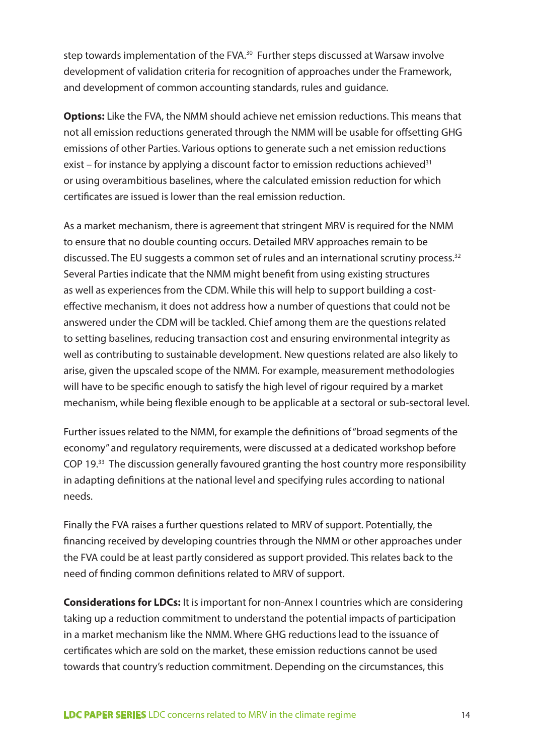step towards implementation of the FVA.[30] Further steps discussed at Warsaw involve development of validation criteria for recognition of approaches under the Framework, and development of common accounting standards, rules and guidance.

**Options:** Like the FVA, the NMM should achieve net emission reductions. This means that not all emission reductions generated through the NMM will be usable for offsetting GHG emissions of other Parties. Various options to generate such a net emission reductions exist – for instance by applying a discount factor to emission reductions achieved[31] or using overambitious baselines, where the calculated emission reduction for which certificates are issued is lower than the real emission reduction.

As a market mechanism, there is agreement that stringent MRV is required for the NMM to ensure that no double counting occurs. Detailed MRV approaches remain to be discussed. The EU suggests a common set of rules and an international scrutiny process.[32] Several Parties indicate that the NMM might benefit from using existing structures as well as experiences from the CDM. While this will help to support building a cost-effective mechanism, it does not address how a number of questions that could not be answered under the CDM will be tackled. Chief among them are the questions related to setting baselines, reducing transaction cost and ensuring environmental integrity as well as contributing to sustainable development. New questions related are also likely to arise, given the upscaled scope of the NMM. For example, measurement methodologies will have to be specific enough to satisfy the high level of rigour required by a market mechanism, while being flexible enough to be applicable at a sectoral or sub-sectoral level.

Further issues related to the NMM, for example the definitions of "broad segments of the economy" and regulatory requirements, were discussed at a dedicated workshop before COP 19.[33] The discussion generally favoured granting the host country more responsibility in adapting definitions at the national level and specifying rules according to national needs.

Finally the FVA raises a further questions related to MRV of support. Potentially, the financing received by developing countries through the NMM or other approaches under the FVA could be at least partly considered as support provided. This relates back to the need of finding common definitions related to MRV of support.

**Considerations for LDCs:** It is important for non-Annex I countries which are considering taking up a reduction commitment to understand the potential impacts of participation in a market mechanism like the NMM. Where GHG reductions lead to the issuance of certificates which are sold on the market, these emission reductions cannot be used towards that country's reduction commitment. Depending on the circumstances, this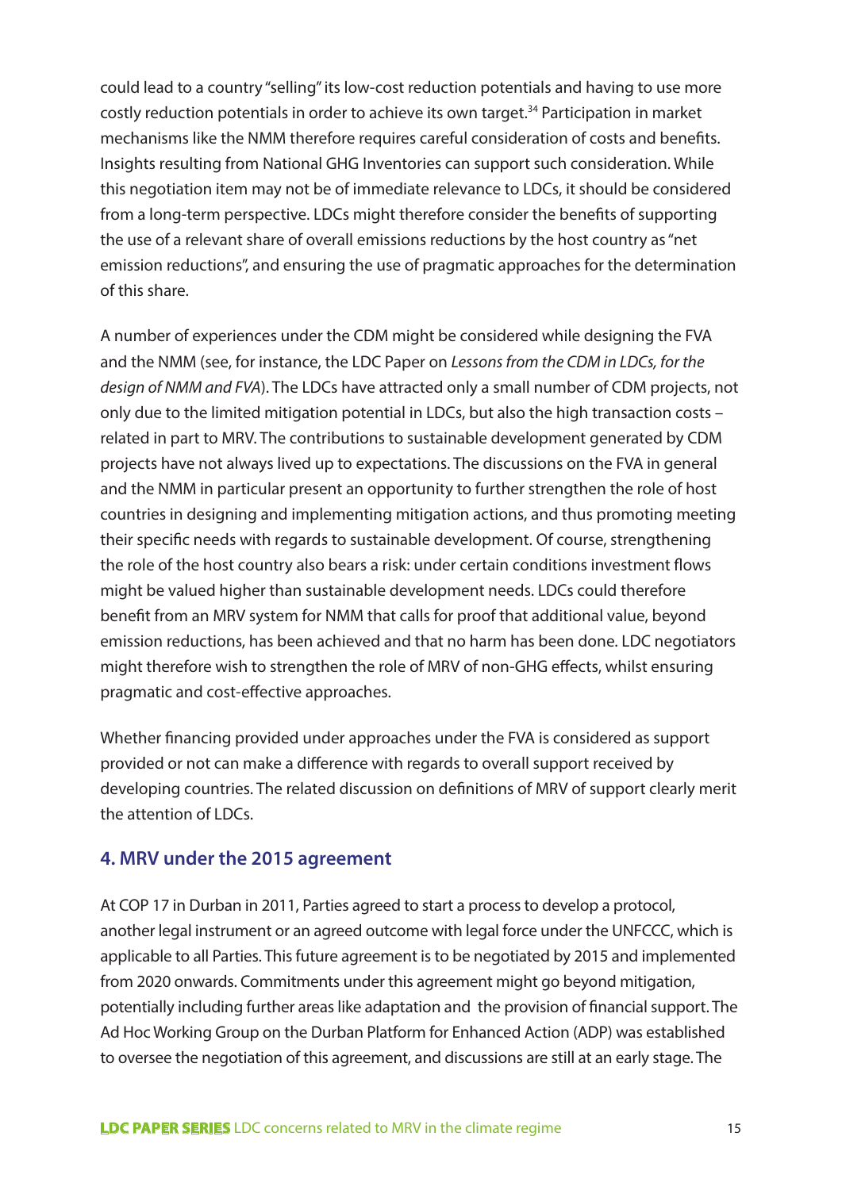could lead to a country "selling" its low-cost reduction potentials and having to use more costly reduction potentials in order to achieve its own target.[34] Participation in market mechanisms like the NMM therefore requires careful consideration of costs and benefits. Insights resulting from National GHG Inventories can support such consideration. While this negotiation item may not be of immediate relevance to LDCs, it should be considered from a long-term perspective. LDCs might therefore consider the benefits of supporting the use of a relevant share of overall emissions reductions by the host country as "net emission reductions", and ensuring the use of pragmatic approaches for the determination of this share.

A number of experiences under the CDM might be considered while designing the FVA and the NMM (see, for instance, the LDC Paper on *Lessons from the CDM in LDCs, for the design of NMM and FVA*). The LDCs have attracted only a small number of CDM projects, not only due to the limited mitigation potential in LDCs, but also the high transaction costs – related in part to MRV. The contributions to sustainable development generated by CDM projects have not always lived up to expectations. The discussions on the FVA in general and the NMM in particular present an opportunity to further strengthen the role of host countries in designing and implementing mitigation actions, and thus promoting meeting their specific needs with regards to sustainable development. Of course, strengthening the role of the host country also bears a risk: under certain conditions investment flows might be valued higher than sustainable development needs. LDCs could therefore benefit from an MRV system for NMM that calls for proof that additional value, beyond emission reductions, has been achieved and that no harm has been done. LDC negotiators might therefore wish to strengthen the role of MRV of non-GHG effects, whilst ensuring pragmatic and cost-effective approaches.

Whether financing provided under approaches under the FVA is considered as support provided or not can make a difference with regards to overall support received by developing countries. The related discussion on definitions of MRV of support clearly merit the attention of LDCs.

## 4. MRV under the 2015 agreement

At COP 17 in Durban in 2011, Parties agreed to start a process to develop a protocol, another legal instrument or an agreed outcome with legal force under the UNFCCC, which is applicable to all Parties. This future agreement is to be negotiated by 2015 and implemented from 2020 onwards. Commitments under this agreement might go beyond mitigation, potentially including further areas like adaptation and the provision of financial support. The Ad Hoc Working Group on the Durban Platform for Enhanced Action (ADP) was established to oversee the negotiation of this agreement, and discussions are still at an early stage. The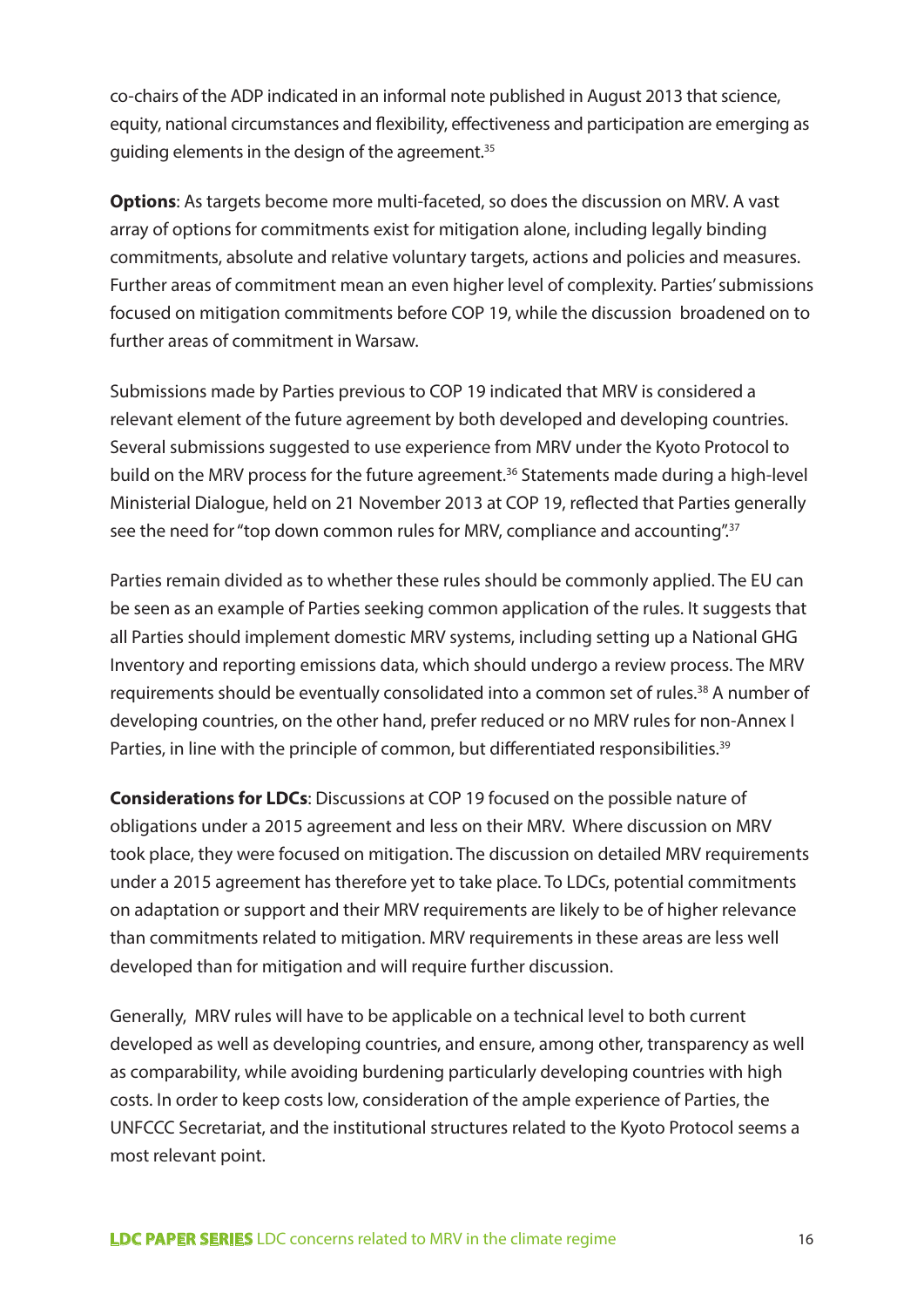co-chairs of the ADP indicated in an informal note published in August 2013 that science, equity, national circumstances and flexibility, effectiveness and participation are emerging as guiding elements in the design of the agreement.[35]

**Options**: As targets become more multi-faceted, so does the discussion on MRV. A vast array of options for commitments exist for mitigation alone, including legally binding commitments, absolute and relative voluntary targets, actions and policies and measures. Further areas of commitment mean an even higher level of complexity. Parties' submissions focused on mitigation commitments before COP 19, while the discussion broadened on to further areas of commitment in Warsaw.

Submissions made by Parties previous to COP 19 indicated that MRV is considered a relevant element of the future agreement by both developed and developing countries. Several submissions suggested to use experience from MRV under the Kyoto Protocol to build on the MRV process for the future agreement.[36] Statements made during a high-level Ministerial Dialogue, held on 21 November 2013 at COP 19, reflected that Parties generally see the need for "top down common rules for MRV, compliance and accounting".[37]

Parties remain divided as to whether these rules should be commonly applied. The EU can be seen as an example of Parties seeking common application of the rules. It suggests that all Parties should implement domestic MRV systems, including setting up a National GHG Inventory and reporting emissions data, which should undergo a review process. The MRV requirements should be eventually consolidated into a common set of rules.[38] A number of developing countries, on the other hand, prefer reduced or no MRV rules for non-Annex I Parties, in line with the principle of common, but differentiated responsibilities.[39]

**Considerations for LDCs**: Discussions at COP 19 focused on the possible nature of obligations under a 2015 agreement and less on their MRV. Where discussion on MRV took place, they were focused on mitigation. The discussion on detailed MRV requirements under a 2015 agreement has therefore yet to take place. To LDCs, potential commitments on adaptation or support and their MRV requirements are likely to be of higher relevance than commitments related to mitigation. MRV requirements in these areas are less well developed than for mitigation and will require further discussion.

Generally, MRV rules will have to be applicable on a technical level to both current developed as well as developing countries, and ensure, among other, transparency as well as comparability, while avoiding burdening particularly developing countries with high costs. In order to keep costs low, consideration of the ample experience of Parties, the UNFCCC Secretariat, and the institutional structures related to the Kyoto Protocol seems a most relevant point.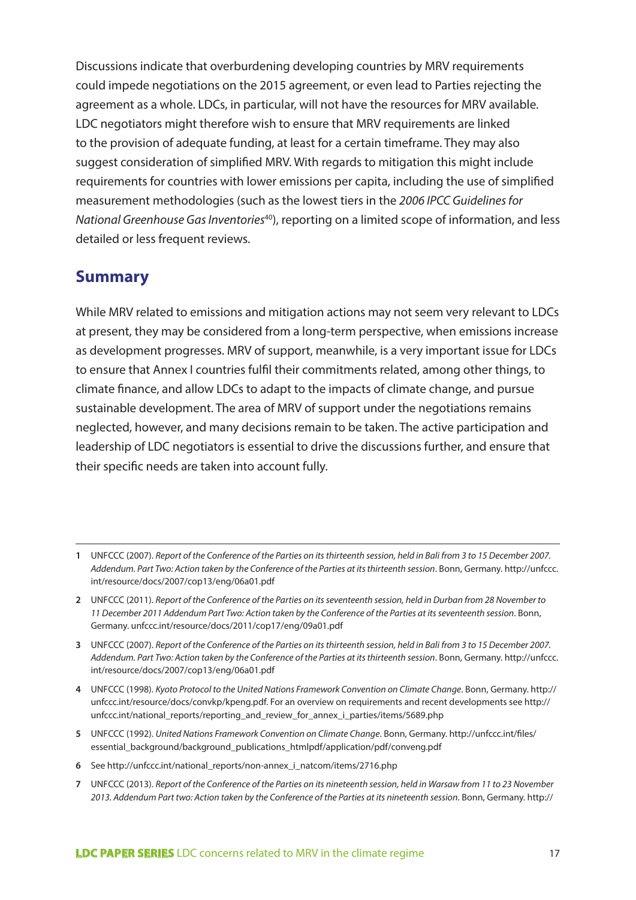Discussions indicate that overburdening developing countries by MRV requirements could impede negotiations on the 2015 agreement, or even lead to Parties rejecting the agreement as a whole. LDCs, in particular, will not have the resources for MRV available. LDC negotiators might therefore wish to ensure that MRV requirements are linked to the provision of adequate funding, at least for a certain timeframe. They may also suggest consideration of simplified MRV. With regards to mitigation this might include requirements for countries with lower emissions per capita, including the use of simplified measurement methodologies (such as the lowest tiers in the *2006 IPCC Guidelines for National Greenhouse Gas Inventories*[40]), reporting on a limited scope of information, and less detailed or less frequent reviews.

## Summary

While MRV related to emissions and mitigation actions may not seem very relevant to LDCs at present, they may be considered from a long-term perspective, when emissions increase as development progresses. MRV of support, meanwhile, is a very important issue for LDCs to ensure that Annex I countries fulfil their commitments related, among other things, to climate finance, and allow LDCs to adapt to the impacts of climate change, and pursue sustainable development. The area of MRV of support under the negotiations remains neglected, however, and many decisions remain to be taken. The active participation and leadership of LDC negotiators is essential to drive the discussions further, and ensure that their specific needs are taken into account fully.

---

**1** UNFCCC (2007). *Report of the Conference of the Parties on its thirteenth session, held in Bali from 3 to 15 December 2007. Addendum. Part Two: Action taken by the Conference of the Parties at its thirteenth session*. Bonn, Germany. http://unfccc.int/resource/docs/2007/cop13/eng/06a01.pdf

**2** UNFCCC (2011). *Report of the Conference of the Parties on its seventeenth session, held in Durban from 28 November to 11 December 2011 Addendum Part Two: Action taken by the Conference of the Parties at its seventeenth session*. Bonn, Germany. unfccc.int/resource/docs/2011/cop17/eng/09a01.pdf

**3** UNFCCC (2007). *Report of the Conference of the Parties on its thirteenth session, held in Bali from 3 to 15 December 2007. Addendum. Part Two: Action taken by the Conference of the Parties at its thirteenth session*. Bonn, Germany. http://unfccc.int/resource/docs/2007/cop13/eng/06a01.pdf

**4** UNFCCC (1998). *Kyoto Protocol to the United Nations Framework Convention on Climate Change*. Bonn, Germany. http://unfccc.int/resource/docs/convkp/kpeng.pdf. For an overview on requirements and recent developments see http://unfccc.int/national_reports/reporting_and_review_for_annex_i_parties/items/5689.php

**5** UNFCCC (1992). *United Nations Framework Convention on Climate Change*. Bonn, Germany. http://unfccc.int/files/essential_background/background_publications_htmlpdf/application/pdf/conveng.pdf

**6** See http://unfccc.int/national_reports/non-annex_i_natcom/items/2716.php

**7** UNFCCC (2013). *Report of the Conference of the Parties on its nineteenth session, held in Warsaw from 11 to 23 November 2013. Addendum Part two: Action taken by the Conference of the Parties at its nineteenth session*. Bonn, Germany. http://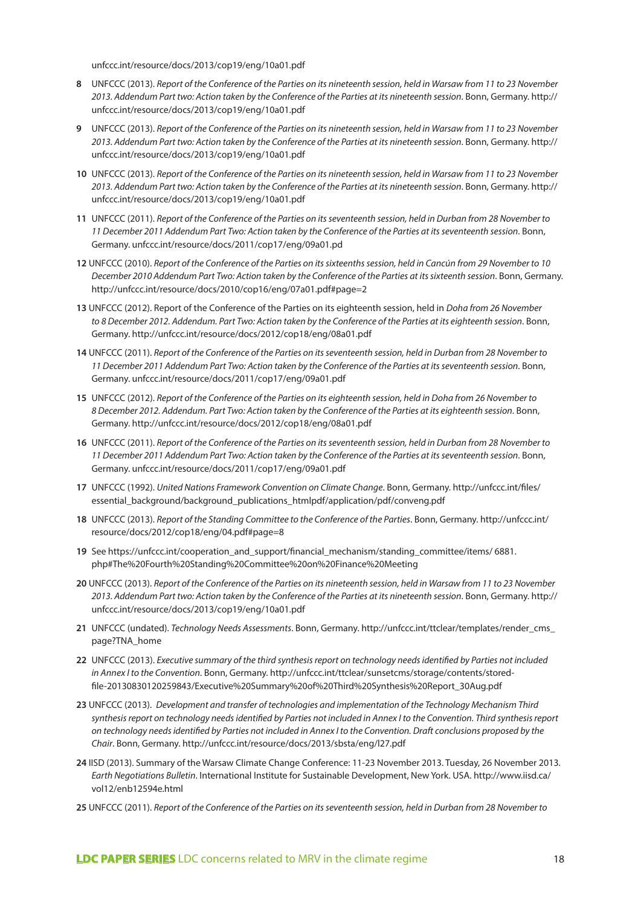unfccc.int/resource/docs/2013/cop19/eng/10a01.pdf

**8** UNFCCC (2013). *Report of the Conference of the Parties on its nineteenth session, held in Warsaw from 11 to 23 November 2013. Addendum Part two: Action taken by the Conference of the Parties at its nineteenth session*. Bonn, Germany. http://unfccc.int/resource/docs/2013/cop19/eng/10a01.pdf

**9** UNFCCC (2013). *Report of the Conference of the Parties on its nineteenth session, held in Warsaw from 11 to 23 November 2013. Addendum Part two: Action taken by the Conference of the Parties at its nineteenth session*. Bonn, Germany. http://unfccc.int/resource/docs/2013/cop19/eng/10a01.pdf

**10** UNFCCC (2013). *Report of the Conference of the Parties on its nineteenth session, held in Warsaw from 11 to 23 November 2013. Addendum Part two: Action taken by the Conference of the Parties at its nineteenth session*. Bonn, Germany. http://unfccc.int/resource/docs/2013/cop19/eng/10a01.pdf

**11** UNFCCC (2011). *Report of the Conference of the Parties on its seventeenth session, held in Durban from 28 November to 11 December 2011 Addendum Part Two: Action taken by the Conference of the Parties at its seventeenth session*. Bonn, Germany. unfccc.int/resource/docs/2011/cop17/eng/09a01.pd

**12** UNFCCC (2010). *Report of the Conference of the Parties on its sixteenths session, held in Cancún from 29 November to 10 December 2010 Addendum Part Two: Action taken by the Conference of the Parties at its sixteenth session*. Bonn, Germany. http://unfccc.int/resource/docs/2010/cop16/eng/07a01.pdf#page=2

**13** UNFCCC (2012). Report of the Conference of the Parties on its eighteenth session, held in *Doha from 26 November to 8 December 2012. Addendum. Part Two: Action taken by the Conference of the Parties at its eighteenth session*. Bonn, Germany. http://unfccc.int/resource/docs/2012/cop18/eng/08a01.pdf

**14** UNFCCC (2011). *Report of the Conference of the Parties on its seventeenth session, held in Durban from 28 November to 11 December 2011 Addendum Part Two: Action taken by the Conference of the Parties at its seventeenth session*. Bonn, Germany. unfccc.int/resource/docs/2011/cop17/eng/09a01.pdf

**15** UNFCCC (2012). *Report of the Conference of the Parties on its eighteenth session, held in Doha from 26 November to 8 December 2012. Addendum. Part Two: Action taken by the Conference of the Parties at its eighteenth session*. Bonn, Germany. http://unfccc.int/resource/docs/2012/cop18/eng/08a01.pdf

**16** UNFCCC (2011). *Report of the Conference of the Parties on its seventeenth session, held in Durban from 28 November to 11 December 2011 Addendum Part Two: Action taken by the Conference of the Parties at its seventeenth session*. Bonn, Germany. unfccc.int/resource/docs/2011/cop17/eng/09a01.pdf

**17** UNFCCC (1992). *United Nations Framework Convention on Climate Change*. Bonn, Germany. http://unfccc.int/files/essential_background/background_publications_htmlpdf/application/pdf/conveng.pdf

**18** UNFCCC (2013). *Report of the Standing Committee to the Conference of the Parties*. Bonn, Germany. http://unfccc.int/resource/docs/2012/cop18/eng/04.pdf#page=8

**19** See https://unfccc.int/cooperation_and_support/financial_mechanism/standing_committee/items/ 6881.php#The%20Fourth%20Standing%20Committee%20on%20Finance%20Meeting

**20** UNFCCC (2013). *Report of the Conference of the Parties on its nineteenth session, held in Warsaw from 11 to 23 November 2013. Addendum Part two: Action taken by the Conference of the Parties at its nineteenth session*. Bonn, Germany. http://unfccc.int/resource/docs/2013/cop19/eng/10a01.pdf

**21** UNFCCC (undated). *Technology Needs Assessments*. Bonn, Germany. http://unfccc.int/ttclear/templates/render_cms_page?TNA_home

**22** UNFCCC (2013). *Executive summary of the third synthesis report on technology needs identified by Parties not included in Annex I to the Convention*. Bonn, Germany. http://unfccc.int/ttclear/sunsetcms/storage/contents/stored-file-20130830120259843/Executive%20Summary%20of%20Third%20Synthesis%20Report_30Aug.pdf

**23** UNFCCC (2013). *Development and transfer of technologies and implementation of the Technology Mechanism Third synthesis report on technology needs identified by Parties not included in Annex I to the Convention. Third synthesis report on technology needs identified by Parties not included in Annex I to the Convention. Draft conclusions proposed by the Chair*. Bonn, Germany. http://unfccc.int/resource/docs/2013/sbsta/eng/l27.pdf

**24** IISD (2013). Summary of the Warsaw Climate Change Conference: 11-23 November 2013. Tuesday, 26 November 2013. *Earth Negotiations Bulletin*. International Institute for Sustainable Development, New York. USA. http://www.iisd.ca/vol12/enb12594e.html

**25** UNFCCC (2011). *Report of the Conference of the Parties on its seventeenth session, held in Durban from 28 November to*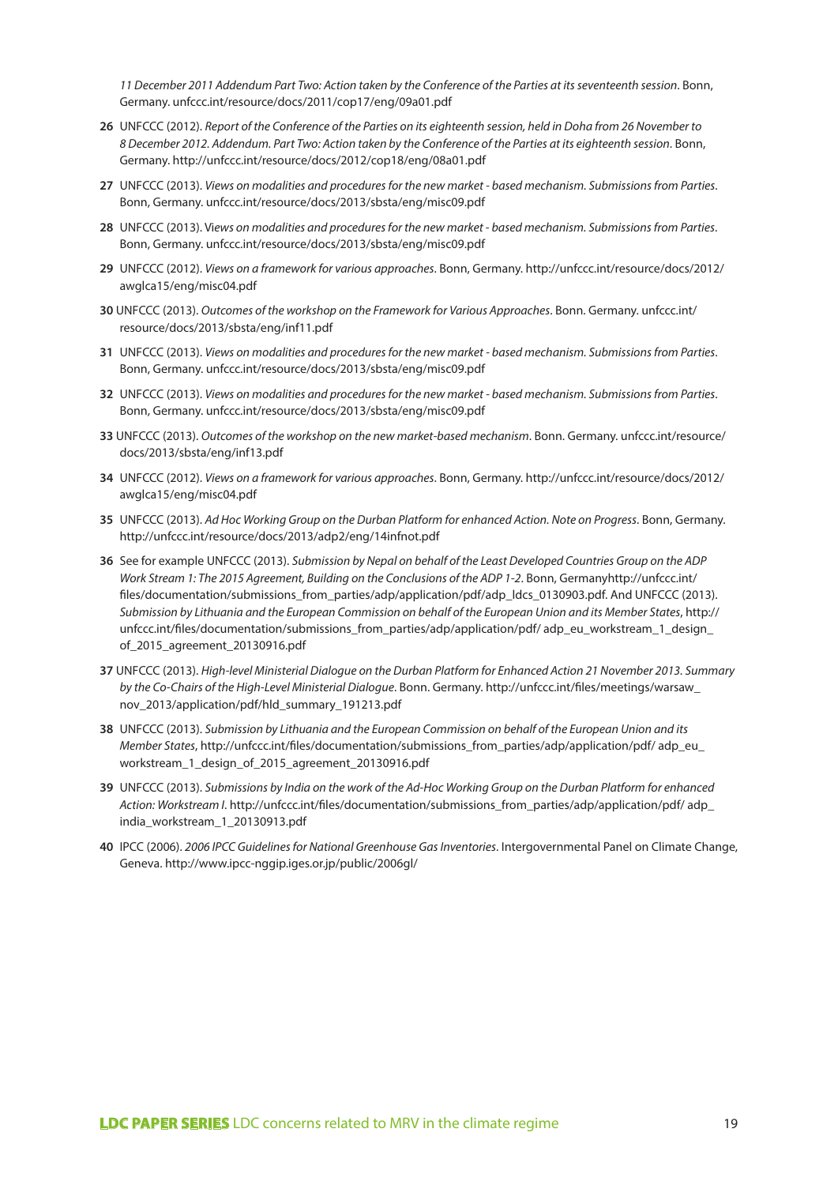*11 December 2011 Addendum Part Two: Action taken by the Conference of the Parties at its seventeenth session*. Bonn, Germany. unfccc.int/resource/docs/2011/cop17/eng/09a01.pdf

**26** UNFCCC (2012). *Report of the Conference of the Parties on its eighteenth session, held in Doha from 26 November to 8 December 2012. Addendum. Part Two: Action taken by the Conference of the Parties at its eighteenth session*. Bonn, Germany. http://unfccc.int/resource/docs/2012/cop18/eng/08a01.pdf

**27** UNFCCC (2013). *Views on modalities and procedures for the new market - based mechanism. Submissions from Parties*. Bonn, Germany. unfccc.int/resource/docs/2013/sbsta/eng/misc09.pdf

**28** UNFCCC (2013). V*iews on modalities and procedures for the new market - based mechanism. Submissions from Parties*. Bonn, Germany. unfccc.int/resource/docs/2013/sbsta/eng/misc09.pdf

**29** UNFCCC (2012). *Views on a framework for various approaches*. Bonn, Germany. http://unfccc.int/resource/docs/2012/awglca15/eng/misc04.pdf

**30** UNFCCC (2013). *Outcomes of the workshop on the Framework for Various Approaches*. Bonn. Germany. unfccc.int/resource/docs/2013/sbsta/eng/inf11.pdf

**31** UNFCCC (2013). *Views on modalities and procedures for the new market - based mechanism. Submissions from Parties*. Bonn, Germany. unfccc.int/resource/docs/2013/sbsta/eng/misc09.pdf

**32** UNFCCC (2013). *Views on modalities and procedures for the new market - based mechanism. Submissions from Parties*. Bonn, Germany. unfccc.int/resource/docs/2013/sbsta/eng/misc09.pdf

**33** UNFCCC (2013). *Outcomes of the workshop on the new market-based mechanism*. Bonn. Germany. unfccc.int/resource/docs/2013/sbsta/eng/inf13.pdf

**34** UNFCCC (2012). *Views on a framework for various approaches*. Bonn, Germany. http://unfccc.int/resource/docs/2012/awglca15/eng/misc04.pdf

**35** UNFCCC (2013). *Ad Hoc Working Group on the Durban Platform for enhanced Action. Note on Progress*. Bonn, Germany. http://unfccc.int/resource/docs/2013/adp2/eng/14infnot.pdf

**36** See for example UNFCCC (2013). *Submission by Nepal on behalf of the Least Developed Countries Group on the ADP Work Stream 1: The 2015 Agreement, Building on the Conclusions of the ADP 1-2*. Bonn, Germanyhttp://unfccc.int/files/documentation/submissions_from_parties/adp/application/pdf/adp_ldcs_0130903.pdf. And UNFCCC (2013). *Submission by Lithuania and the European Commission on behalf of the European Union and its Member States*, http://unfccc.int/files/documentation/submissions_from_parties/adp/application/pdf/ adp_eu_workstream_1_design_of_2015_agreement_20130916.pdf

**37** UNFCCC (2013). *High-level Ministerial Dialogue on the Durban Platform for Enhanced Action 21 November 2013. Summary by the Co-Chairs of the High-Level Ministerial Dialogue*. Bonn. Germany. http://unfccc.int/files/meetings/warsaw_nov_2013/application/pdf/hld_summary_191213.pdf

**38** UNFCCC (2013). *Submission by Lithuania and the European Commission on behalf of the European Union and its Member States*, http://unfccc.int/files/documentation/submissions_from_parties/adp/application/pdf/ adp_eu_workstream_1_design_of_2015_agreement_20130916.pdf

**39** UNFCCC (2013). *Submissions by India on the work of the Ad-Hoc Working Group on the Durban Platform for enhanced Action: Workstream I*. http://unfccc.int/files/documentation/submissions_from_parties/adp/application/pdf/ adp_india_workstream_1_20130913.pdf

**40** IPCC (2006). *2006 IPCC Guidelines for National Greenhouse Gas Inventories*. Intergovernmental Panel on Climate Change, Geneva. http://www.ipcc-nggip.iges.or.jp/public/2006gl/